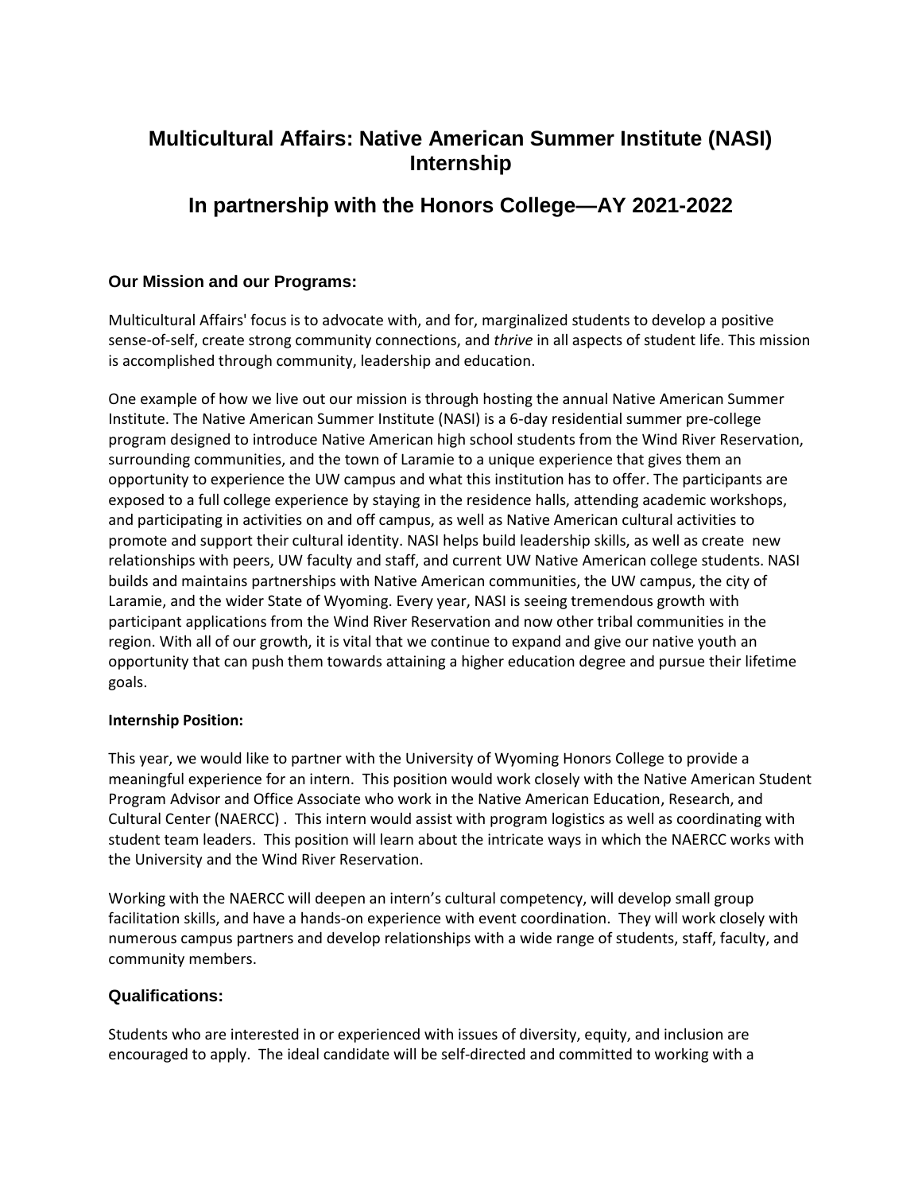# Multicultural Affairs: Native American Summer Institute (NASI) Internship

# In partnership with the Honors College—AY 2021-2022

### Our Mission and our Programs:

Multicultural Affairs' focus is to advocate with, and for, marginalized students to develop a positive sense-of-self, create strong community connections, and *thrive* in all aspects of student life. This mission is accomplished through community, leadership and education.

One example of how we live out our mission is through hosting the annual Native American Summer Institute. The Native American Summer Institute (NASI) is a 6-day residential summer pre-college program designed to introduce Native American high school students from the Wind River Reservation, surrounding communities, and the town of Laramie to a unique experience that gives them an opportunity to experience the UW campus and what this institution has to offer. The participants are exposed to a full college experience by staying in the residence halls, attending academic workshops, and participating in activities on and off campus, as well as Native American cultural activities to promote and support their cultural identity. NASI helps build leadership skills, as well as create new relationships with peers, UW faculty and staff, and current UW Native American college students. NASI builds and maintains partnerships with Native American communities, the UW campus, the city of Laramie, and the wider State of Wyoming. Every year, NASI is seeing tremendous growth with participant applications from the Wind River Reservation and now other tribal communities in the region. With all of our growth, it is vital that we continue to expand and give our native youth an opportunity that can push them towards attaining a higher education degree and pursue their lifetime goals.

**Internship Position:**

This year, we would like to partner with the University of Wyoming Honors College to provide a meaningful experience for an intern. This position would work closely with the Native American Student Program Advisor and Office Associate who work in the Native American Education, Research, and Cultural Center (NAERCC) . This intern would assist with program logistics as well as coordinating with student team leaders. This position will learn about the intricate ways in which the NAERCC works with the University and the Wind River Reservation.

Working with the NAERCC will deepen an intern's cultural competency, will develop small group facilitation skills, and have a hands-on experience with event coordination. They will work closely with numerous campus partners and develop relationships with a wide range of students, staff, faculty, and community members.

### Qualifications:

Students who are interested in or experienced with issues of diversity, equity, and inclusion are encouraged to apply. The ideal candidate will be self-directed and committed to working with a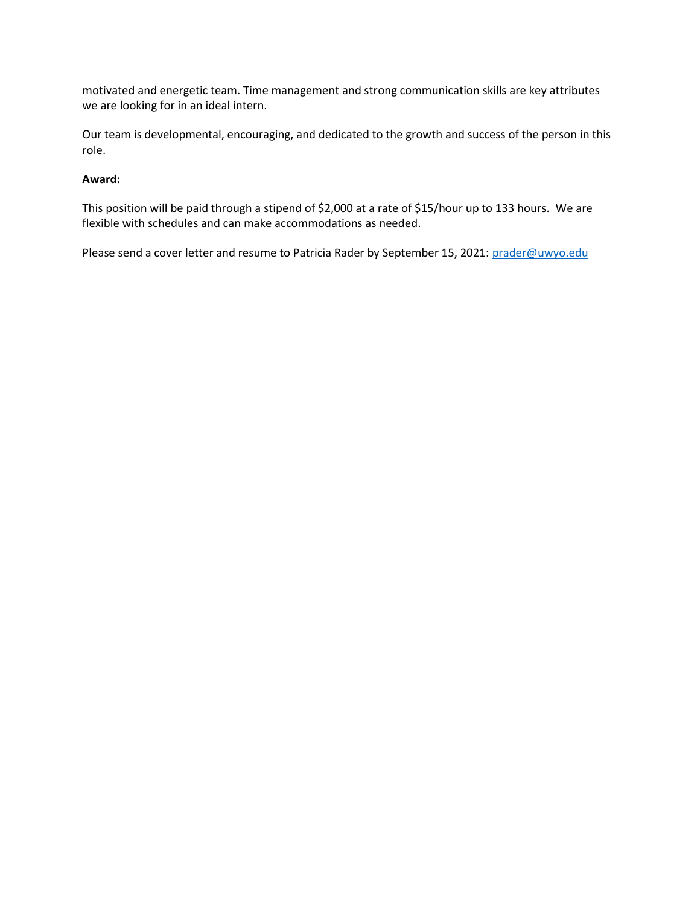motivated and energetic team. Time management and strong communication skills are key attributes we are looking for in an ideal intern.

Our team is developmental, encouraging, and dedicated to the growth and success of the person in this role.

**Award:**

This position will be paid through a stipend of $2,000 at a rate of $15/hour up to 133 hours. We are flexible with schedules and can make accommodations as needed.

Please send a cover letter and resume to Patricia Rader by September 15, 2021: prader@uwyo.edu